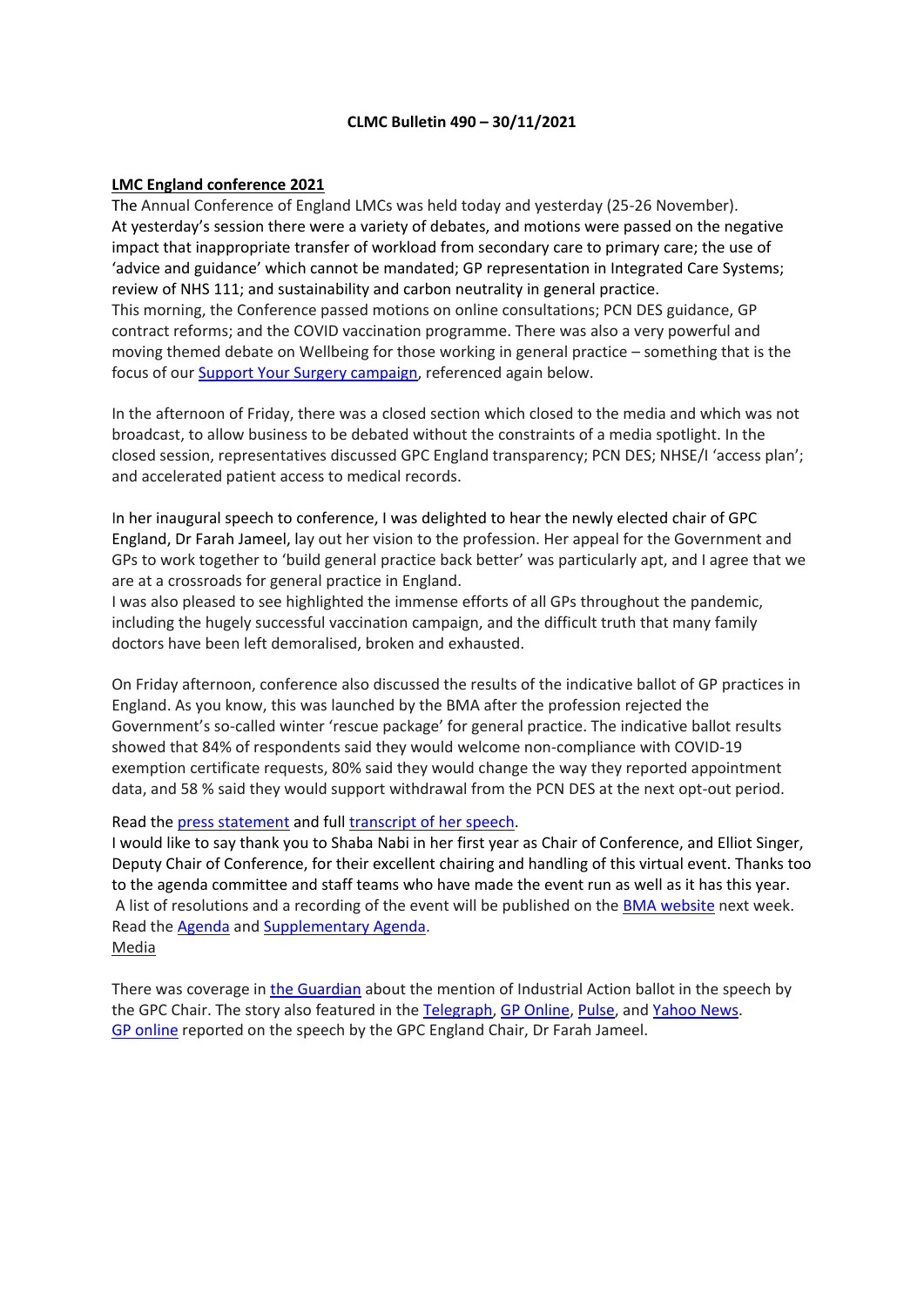**CLMC Bulletin 490 – 30/11/2021**

## LMC England conference 2021

The Annual Conference of England LMCs was held today and yesterday (25-26 November).
At yesterday's session there were a variety of debates, and motions were passed on the negative impact that inappropriate transfer of workload from secondary care to primary care; the use of 'advice and guidance' which cannot be mandated; GP representation in Integrated Care Systems; review of NHS 111; and sustainability and carbon neutrality in general practice.
This morning, the Conference passed motions on online consultations; PCN DES guidance, GP contract reforms; and the COVID vaccination programme. There was also a very powerful and moving themed debate on Wellbeing for those working in general practice – something that is the focus of our Support Your Surgery campaign, referenced again below.

In the afternoon of Friday, there was a closed section which closed to the media and which was not broadcast, to allow business to be debated without the constraints of a media spotlight. In the closed session, representatives discussed GPC England transparency; PCN DES; NHSE/I 'access plan'; and accelerated patient access to medical records.

In her inaugural speech to conference, I was delighted to hear the newly elected chair of GPC England, Dr Farah Jameel, lay out her vision to the profession. Her appeal for the Government and GPs to work together to 'build general practice back better' was particularly apt, and I agree that we are at a crossroads for general practice in England.
I was also pleased to see highlighted the immense efforts of all GPs throughout the pandemic, including the hugely successful vaccination campaign, and the difficult truth that many family doctors have been left demoralised, broken and exhausted.

On Friday afternoon, conference also discussed the results of the indicative ballot of GP practices in England. As you know, this was launched by the BMA after the profession rejected the Government's so-called winter 'rescue package' for general practice. The indicative ballot results showed that 84% of respondents said they would welcome non-compliance with COVID-19 exemption certificate requests, 80% said they would change the way they reported appointment data, and 58 % said they would support withdrawal from the PCN DES at the next opt-out period.

Read the press statement and full transcript of her speech.
I would like to say thank you to Shaba Nabi in her first year as Chair of Conference, and Elliot Singer, Deputy Chair of Conference, for their excellent chairing and handling of this virtual event. Thanks too to the agenda committee and staff teams who have made the event run as well as it has this year.
A list of resolutions and a recording of the event will be published on the BMA website next week.
Read the Agenda and Supplementary Agenda.
Media

There was coverage in the Guardian about the mention of Industrial Action ballot in the speech by the GPC Chair. The story also featured in the Telegraph, GP Online, Pulse, and Yahoo News.
GP online reported on the speech by the GPC England Chair, Dr Farah Jameel.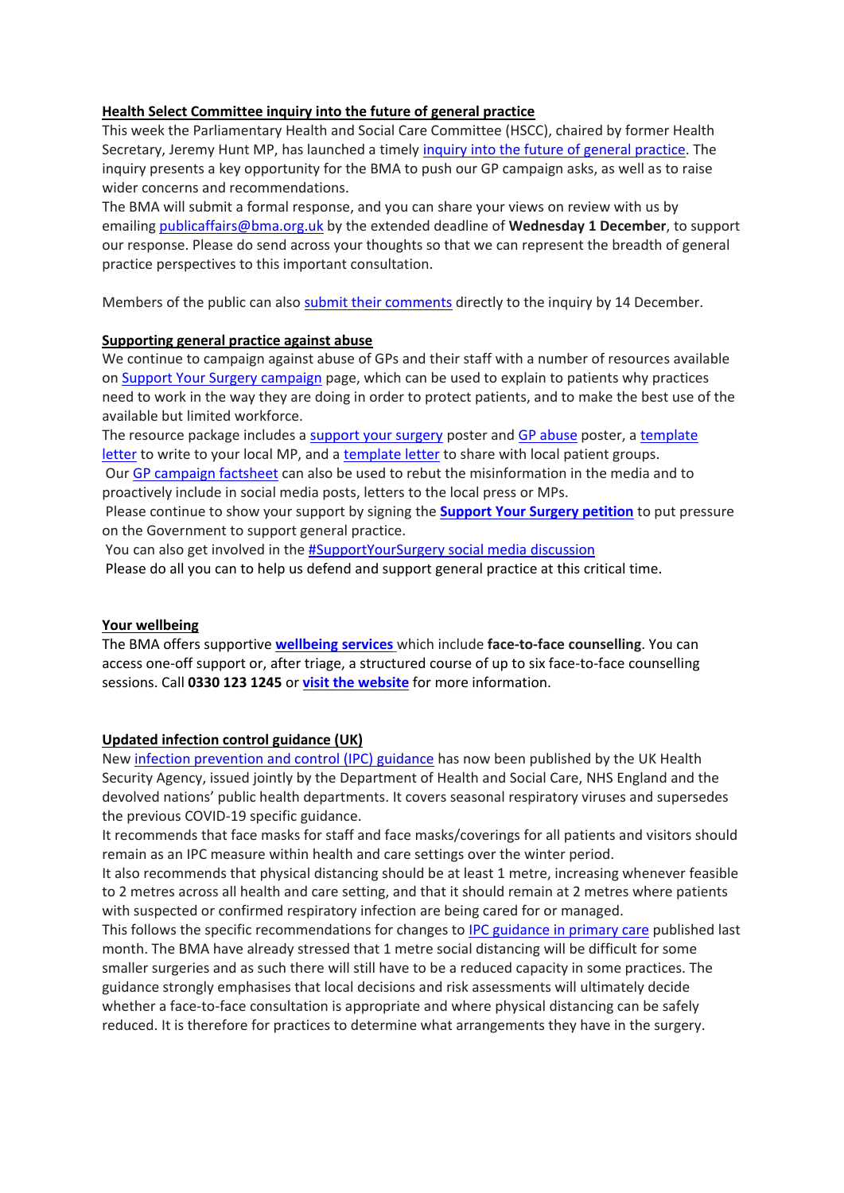## Health Select Committee inquiry into the future of general practice

This week the Parliamentary Health and Social Care Committee (HSCC), chaired by former Health Secretary, Jeremy Hunt MP, has launched a timely inquiry into the future of general practice. The inquiry presents a key opportunity for the BMA to push our GP campaign asks, as well as to raise wider concerns and recommendations.

The BMA will submit a formal response, and you can share your views on review with us by emailing publicaffairs@bma.org.uk by the extended deadline of **Wednesday 1 December**, to support our response. Please do send across your thoughts so that we can represent the breadth of general practice perspectives to this important consultation.

Members of the public can also submit their comments directly to the inquiry by 14 December.

## Supporting general practice against abuse

We continue to campaign against abuse of GPs and their staff with a number of resources available on Support Your Surgery campaign page, which can be used to explain to patients why practices need to work in the way they are doing in order to protect patients, and to make the best use of the available but limited workforce.

The resource package includes a support your surgery poster and GP abuse poster, a template letter to write to your local MP, and a template letter to share with local patient groups.

Our GP campaign factsheet can also be used to rebut the misinformation in the media and to proactively include in social media posts, letters to the local press or MPs.

Please continue to show your support by signing the **Support Your Surgery petition** to put pressure on the Government to support general practice.

You can also get involved in the #SupportYourSurgery social media discussion

Please do all you can to help us defend and support general practice at this critical time.

## Your wellbeing

The BMA offers supportive **wellbeing services** which include **face-to-face counselling**. You can access one-off support or, after triage, a structured course of up to six face-to-face counselling sessions. Call **0330 123 1245** or **visit the website** for more information.

## Updated infection control guidance (UK)

New infection prevention and control (IPC) guidance has now been published by the UK Health Security Agency, issued jointly by the Department of Health and Social Care, NHS England and the devolved nations' public health departments. It covers seasonal respiratory viruses and supersedes the previous COVID-19 specific guidance.

It recommends that face masks for staff and face masks/coverings for all patients and visitors should remain as an IPC measure within health and care settings over the winter period.

It also recommends that physical distancing should be at least 1 metre, increasing whenever feasible to 2 metres across all health and care setting, and that it should remain at 2 metres where patients with suspected or confirmed respiratory infection are being cared for or managed.

This follows the specific recommendations for changes to IPC guidance in primary care published last month. The BMA have already stressed that 1 metre social distancing will be difficult for some smaller surgeries and as such there will still have to be a reduced capacity in some practices. The guidance strongly emphasises that local decisions and risk assessments will ultimately decide whether a face-to-face consultation is appropriate and where physical distancing can be safely reduced. It is therefore for practices to determine what arrangements they have in the surgery.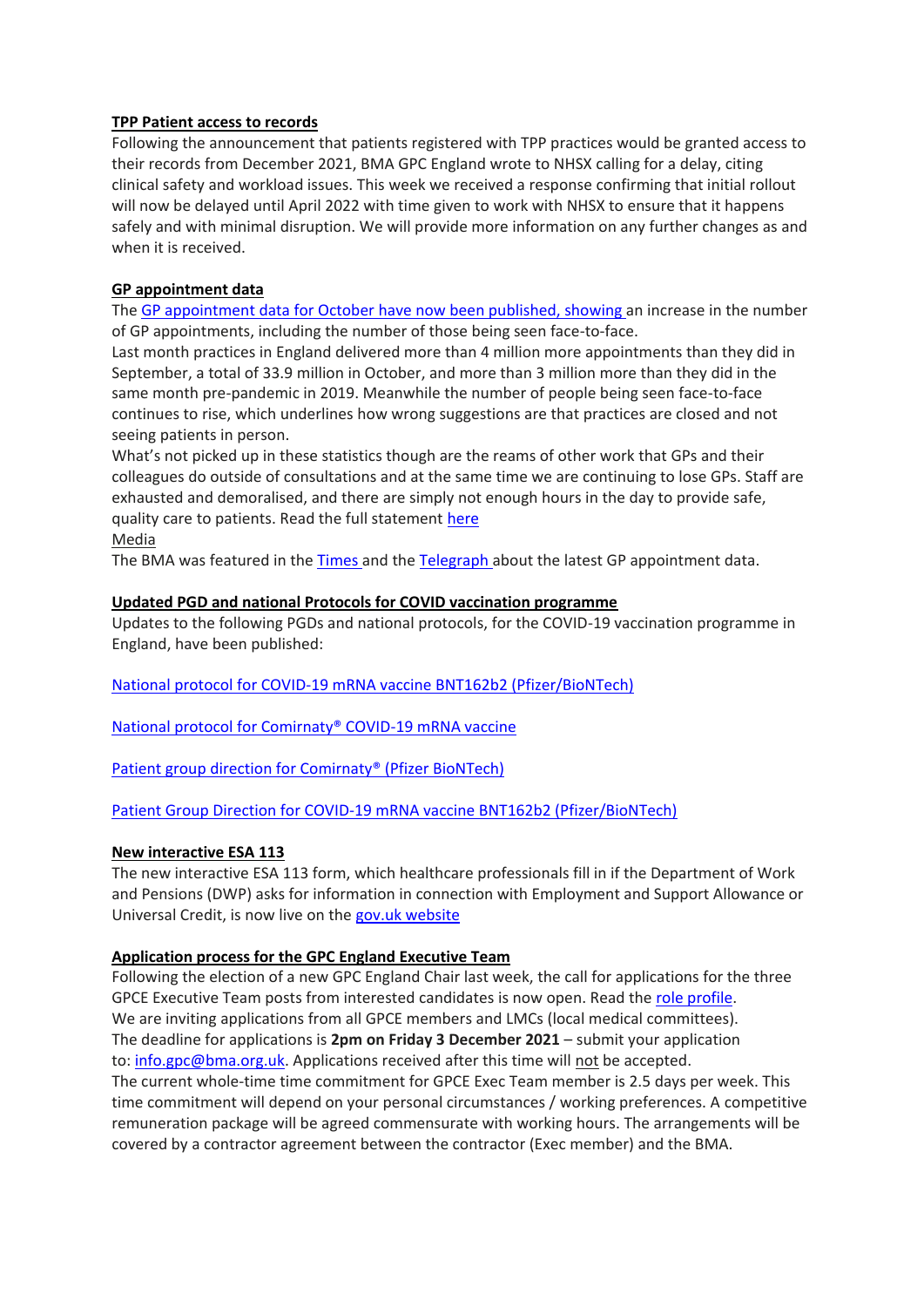**TPP Patient access to records**

Following the announcement that patients registered with TPP practices would be granted access to their records from December 2021, BMA GPC England wrote to NHSX calling for a delay, citing clinical safety and workload issues. This week we received a response confirming that initial rollout will now be delayed until April 2022 with time given to work with NHSX to ensure that it happens safely and with minimal disruption. We will provide more information on any further changes as and when it is received.

**GP appointment data**

The GP appointment data for October have now been published, showing an increase in the number of GP appointments, including the number of those being seen face-to-face.

Last month practices in England delivered more than 4 million more appointments than they did in September, a total of 33.9 million in October, and more than 3 million more than they did in the same month pre-pandemic in 2019. Meanwhile the number of people being seen face-to-face continues to rise, which underlines how wrong suggestions are that practices are closed and not seeing patients in person.

What's not picked up in these statistics though are the reams of other work that GPs and their colleagues do outside of consultations and at the same time we are continuing to lose GPs. Staff are exhausted and demoralised, and there are simply not enough hours in the day to provide safe, quality care to patients. Read the full statement here

Media

The BMA was featured in the Times and the Telegraph about the latest GP appointment data.

**Updated PGD and national Protocols for COVID vaccination programme**

Updates to the following PGDs and national protocols, for the COVID-19 vaccination programme in England, have been published:

National protocol for COVID-19 mRNA vaccine BNT162b2 (Pfizer/BioNTech)

National protocol for Comirnaty® COVID-19 mRNA vaccine

Patient group direction for Comirnaty® (Pfizer BioNTech)

Patient Group Direction for COVID-19 mRNA vaccine BNT162b2 (Pfizer/BioNTech)

**New interactive ESA 113**

The new interactive ESA 113 form, which healthcare professionals fill in if the Department of Work and Pensions (DWP) asks for information in connection with Employment and Support Allowance or Universal Credit, is now live on the gov.uk website

**Application process for the GPC England Executive Team**

Following the election of a new GPC England Chair last week, the call for applications for the three GPCE Executive Team posts from interested candidates is now open. Read the role profile.

We are inviting applications from all GPCE members and LMCs (local medical committees).

The deadline for applications is **2pm on Friday 3 December 2021** – submit your application to: info.gpc@bma.org.uk. Applications received after this time will not be accepted.

The current whole-time time commitment for GPCE Exec Team member is 2.5 days per week. This time commitment will depend on your personal circumstances / working preferences. A competitive remuneration package will be agreed commensurate with working hours. The arrangements will be covered by a contractor agreement between the contractor (Exec member) and the BMA.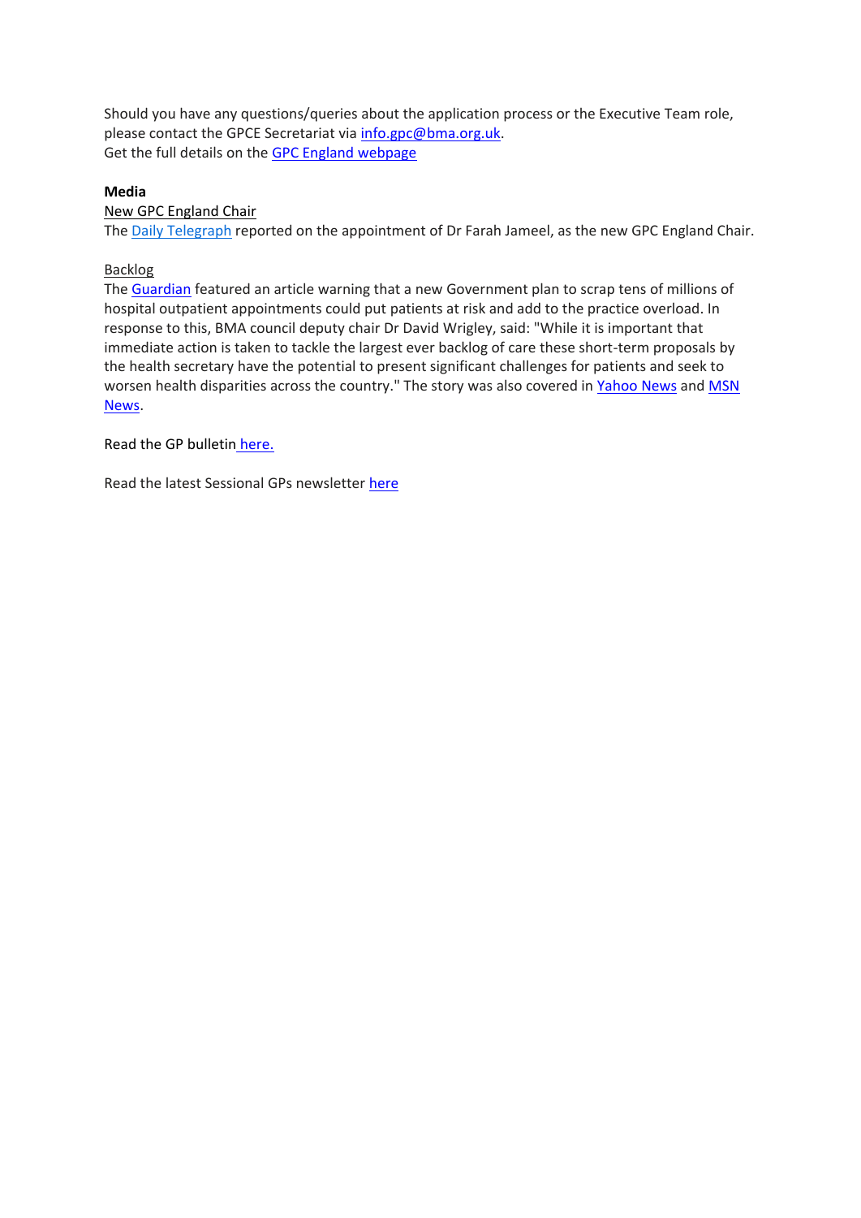Should you have any questions/queries about the application process or the Executive Team role, please contact the GPCE Secretariat via info.gpc@bma.org.uk.
Get the full details on the GPC England webpage

**Media**

New GPC England Chair

The Daily Telegraph reported on the appointment of Dr Farah Jameel, as the new GPC England Chair.

Backlog

The Guardian featured an article warning that a new Government plan to scrap tens of millions of hospital outpatient appointments could put patients at risk and add to the practice overload. In response to this, BMA council deputy chair Dr David Wrigley, said: "While it is important that immediate action is taken to tackle the largest ever backlog of care these short-term proposals by the health secretary have the potential to present significant challenges for patients and seek to worsen health disparities across the country." The story was also covered in Yahoo News and MSN News.

Read the GP bulletin here.

Read the latest Sessional GPs newsletter here